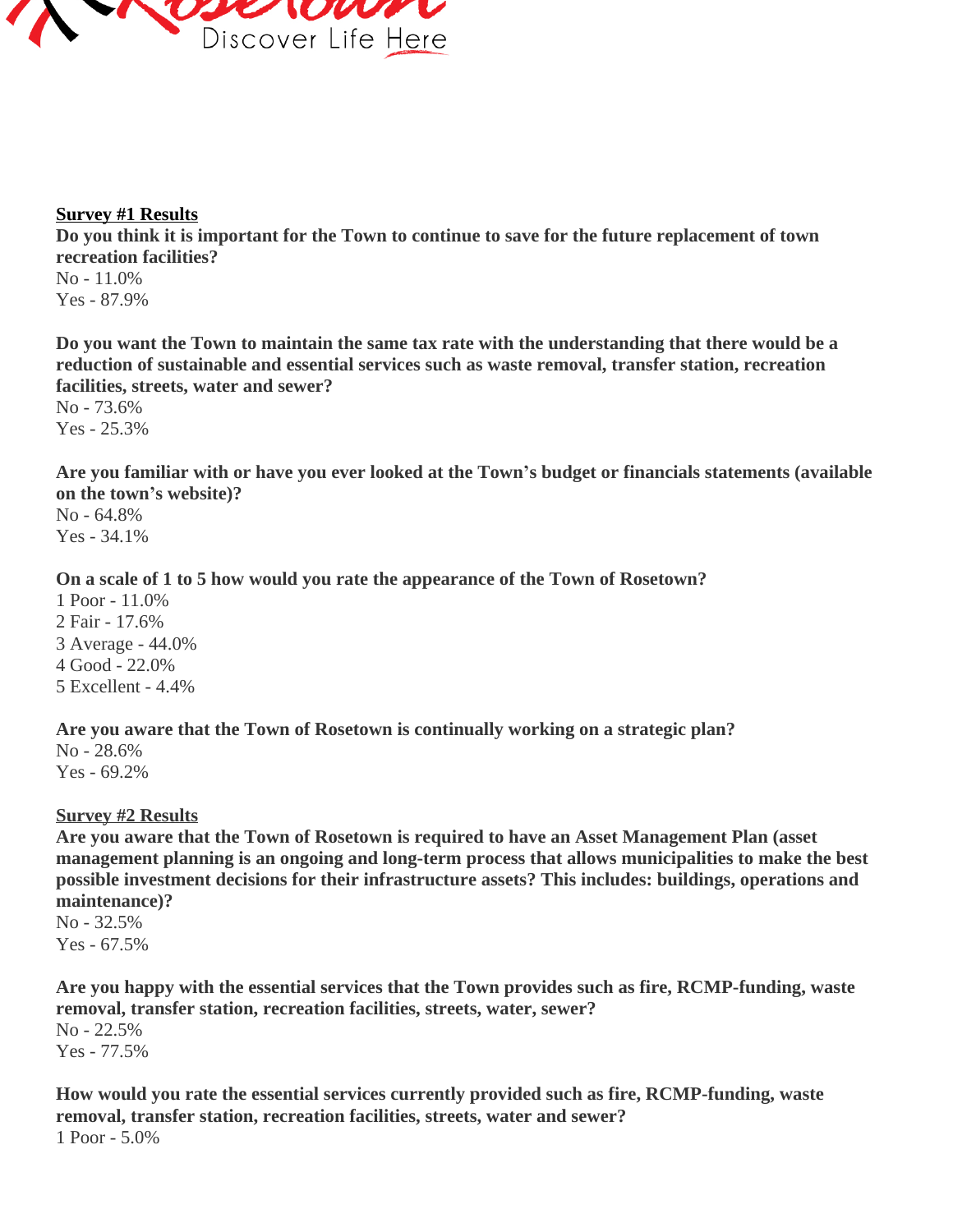Discover Life Here

**Survey #1 Results**

**Do you think it is important for the Town to continue to save for the future replacement of town recreation facilities?**
No - 11.0%
Yes - 87.9%

**Do you want the Town to maintain the same tax rate with the understanding that there would be a reduction of sustainable and essential services such as waste removal, transfer station, recreation facilities, streets, water and sewer?**
No - 73.6%
Yes - 25.3%

**Are you familiar with or have you ever looked at the Town's budget or financials statements (available on the town's website)?**
No - 64.8%
Yes - 34.1%

**On a scale of 1 to 5 how would you rate the appearance of the Town of Rosetown?**
1 Poor - 11.0%
2 Fair - 17.6%
3 Average - 44.0%
4 Good - 22.0%
5 Excellent - 4.4%

**Are you aware that the Town of Rosetown is continually working on a strategic plan?**
No - 28.6%
Yes - 69.2%

**Survey #2 Results**

**Are you aware that the Town of Rosetown is required to have an Asset Management Plan (asset management planning is an ongoing and long-term process that allows municipalities to make the best possible investment decisions for their infrastructure assets? This includes: buildings, operations and maintenance)?**
No - 32.5%
Yes - 67.5%

**Are you happy with the essential services that the Town provides such as fire, RCMP-funding, waste removal, transfer station, recreation facilities, streets, water, sewer?**
No - 22.5%
Yes - 77.5%

**How would you rate the essential services currently provided such as fire, RCMP-funding, waste removal, transfer station, recreation facilities, streets, water and sewer?**
1 Poor - 5.0%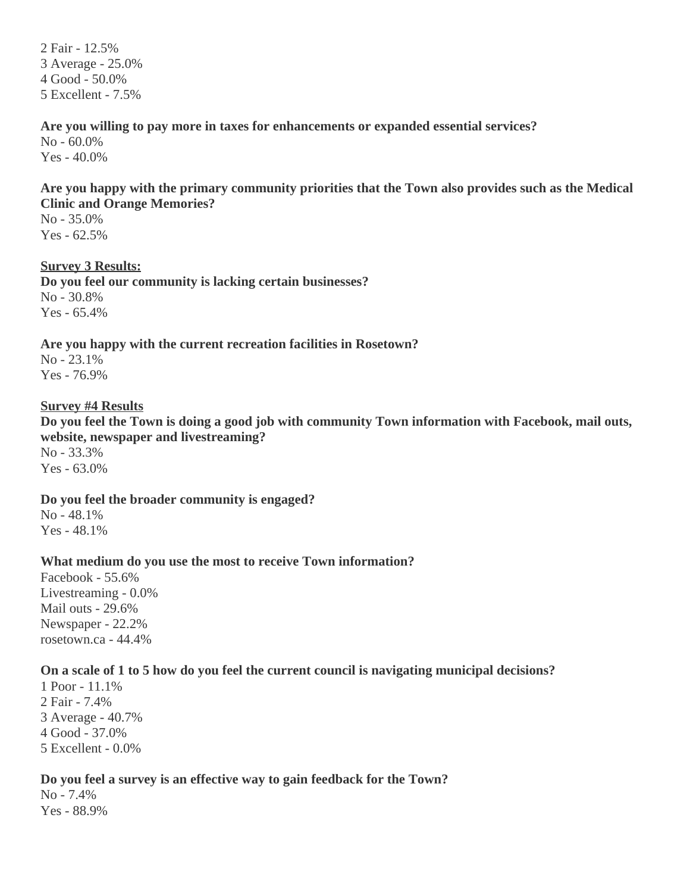2 Fair - 12.5%
3 Average - 25.0%
4 Good - 50.0%
5 Excellent - 7.5%

**Are you willing to pay more in taxes for enhancements or expanded essential services?**
No - 60.0%
Yes - 40.0%

**Are you happy with the primary community priorities that the Town also provides such as the Medical Clinic and Orange Memories?**
No - 35.0%
Yes - 62.5%

**<u>Survey 3 Results:</u>**

**Do you feel our community is lacking certain businesses?**
No - 30.8%
Yes - 65.4%

**Are you happy with the current recreation facilities in Rosetown?**
No - 23.1%
Yes - 76.9%

**<u>Survey #4 Results</u>**

**Do you feel the Town is doing a good job with community Town information with Facebook, mail outs, website, newspaper and livestreaming?**
No - 33.3%
Yes - 63.0%

**Do you feel the broader community is engaged?**
No - 48.1%
Yes - 48.1%

**What medium do you use the most to receive Town information?**
Facebook - 55.6%
Livestreaming - 0.0%
Mail outs - 29.6%
Newspaper - 22.2%
rosetown.ca - 44.4%

**On a scale of 1 to 5 how do you feel the current council is navigating municipal decisions?**
1 Poor - 11.1%
2 Fair - 7.4%
3 Average - 40.7%
4 Good - 37.0%
5 Excellent - 0.0%

**Do you feel a survey is an effective way to gain feedback for the Town?**
No - 7.4%
Yes - 88.9%